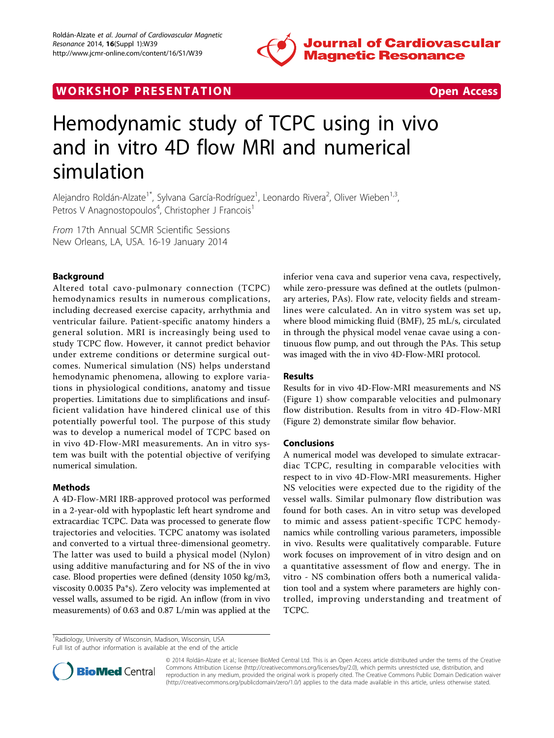WORKSHOP PRESENTATION

Open Access

# Hemodynamic study of TCPC using in vivo and in vitro 4D flow MRI and numerical simulation

Alejandro Roldán-Alzate[1*], Sylvana García-Rodríguez[1], Leonardo Rivera[2], Oliver Wieben[1,3], Petros V Anagnostopoulos[4], Christopher J Francois[1]

*From* 17th Annual SCMR Scientific Sessions
New Orleans, LA, USA. 16-19 January 2014

## Background

Altered total cavo-pulmonary connection (TCPC) hemodynamics results in numerous complications, including decreased exercise capacity, arrhythmia and ventricular failure. Patient-specific anatomy hinders a general solution. MRI is increasingly being used to study TCPC flow. However, it cannot predict behavior under extreme conditions or determine surgical outcomes. Numerical simulation (NS) helps understand hemodynamic phenomena, allowing to explore variations in physiological conditions, anatomy and tissue properties. Limitations due to simplifications and insufficient validation have hindered clinical use of this potentially powerful tool. The purpose of this study was to develop a numerical model of TCPC based on in vivo 4D-Flow-MRI measurements. An in vitro system was built with the potential objective of verifying numerical simulation.

## Methods

A 4D-Flow-MRI IRB-approved protocol was performed in a 2-year-old with hypoplastic left heart syndrome and extracardiac TCPC. Data was processed to generate flow trajectories and velocities. TCPC anatomy was isolated and converted to a virtual three-dimensional geometry. The latter was used to build a physical model (Nylon) using additive manufacturing and for NS of the in vivo case. Blood properties were defined (density 1050 kg/m3, viscosity 0.0035 Pa*s). Zero velocity was implemented at vessel walls, assumed to be rigid. An inflow (from in vivo measurements) of 0.63 and 0.87 L/min was applied at the inferior vena cava and superior vena cava, respectively, while zero-pressure was defined at the outlets (pulmonary arteries, PAs). Flow rate, velocity fields and streamlines were calculated. An in vitro system was set up, where blood mimicking fluid (BMF), 25 mL/s, circulated in through the physical model venae cavae using a continuous flow pump, and out through the PAs. This setup was imaged with the in vivo 4D-Flow-MRI protocol.

## Results

Results for in vivo 4D-Flow-MRI measurements and NS (Figure 1) show comparable velocities and pulmonary flow distribution. Results from in vitro 4D-Flow-MRI (Figure 2) demonstrate similar flow behavior.

## Conclusions

A numerical model was developed to simulate extracardiac TCPC, resulting in comparable velocities with respect to in vivo 4D-Flow-MRI measurements. Higher NS velocities were expected due to the rigidity of the vessel walls. Similar pulmonary flow distribution was found for both cases. An in vitro setup was developed to mimic and assess patient-specific TCPC hemodynamics while controlling various parameters, impossible in vivo. Results were qualitatively comparable. Future work focuses on improvement of in vitro design and on a quantitative assessment of flow and energy. The in vitro - NS combination offers both a numerical validation tool and a system where parameters are highly controlled, improving understanding and treatment of TCPC.

[1]Radiology, University of Wisconsin, Madison, Wisconsin, USA
Full list of author information is available at the end of the article

© 2014 Roldán-Alzate et al.; licensee BioMed Central Ltd. This is an Open Access article distributed under the terms of the Creative Commons Attribution License (http://creativecommons.org/licenses/by/2.0), which permits unrestricted use, distribution, and reproduction in any medium, provided the original work is properly cited. The Creative Commons Public Domain Dedication waiver (http://creativecommons.org/publicdomain/zero/1.0/) applies to the data made available in this article, unless otherwise stated.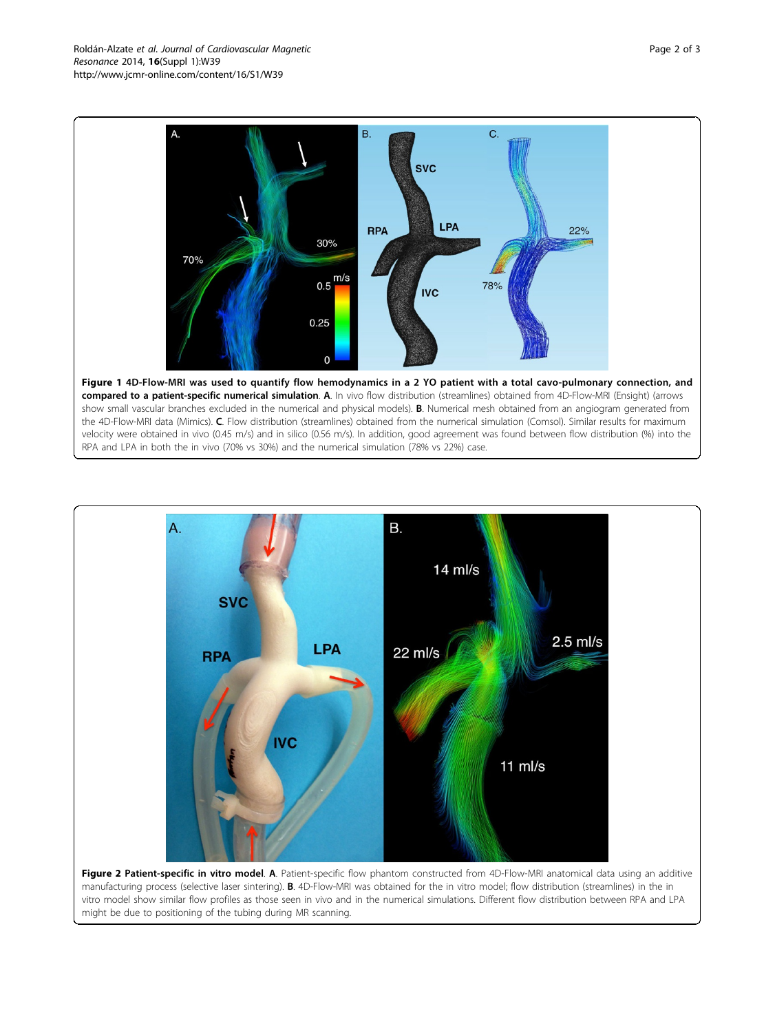**Figure 1 4D-Flow-MRI was used to quantify flow hemodynamics in a 2 YO patient with a total cavo-pulmonary connection, and compared to a patient-specific numerical simulation**. **A**. In vivo flow distribution (streamlines) obtained from 4D-Flow-MRI (Ensight) (arrows show small vascular branches excluded in the numerical and physical models). **B**. Numerical mesh obtained from an angiogram generated from the 4D-Flow-MRI data (Mimics). **C**. Flow distribution (streamlines) obtained from the numerical simulation (Comsol). Similar results for maximum velocity were obtained in vivo (0.45 m/s) and in silico (0.56 m/s). In addition, good agreement was found between flow distribution (%) into the RPA and LPA in both the in vivo (70% vs 30%) and the numerical simulation (78% vs 22%) case.

**Figure 2 Patient-specific in vitro model**. **A**. Patient-specific flow phantom constructed from 4D-Flow-MRI anatomical data using an additive manufacturing process (selective laser sintering). **B**. 4D-Flow-MRI was obtained for the in vitro model; flow distribution (streamlines) in the in vitro model show similar flow profiles as those seen in vivo and in the numerical simulations. Different flow distribution between RPA and LPA might be due to positioning of the tubing during MR scanning.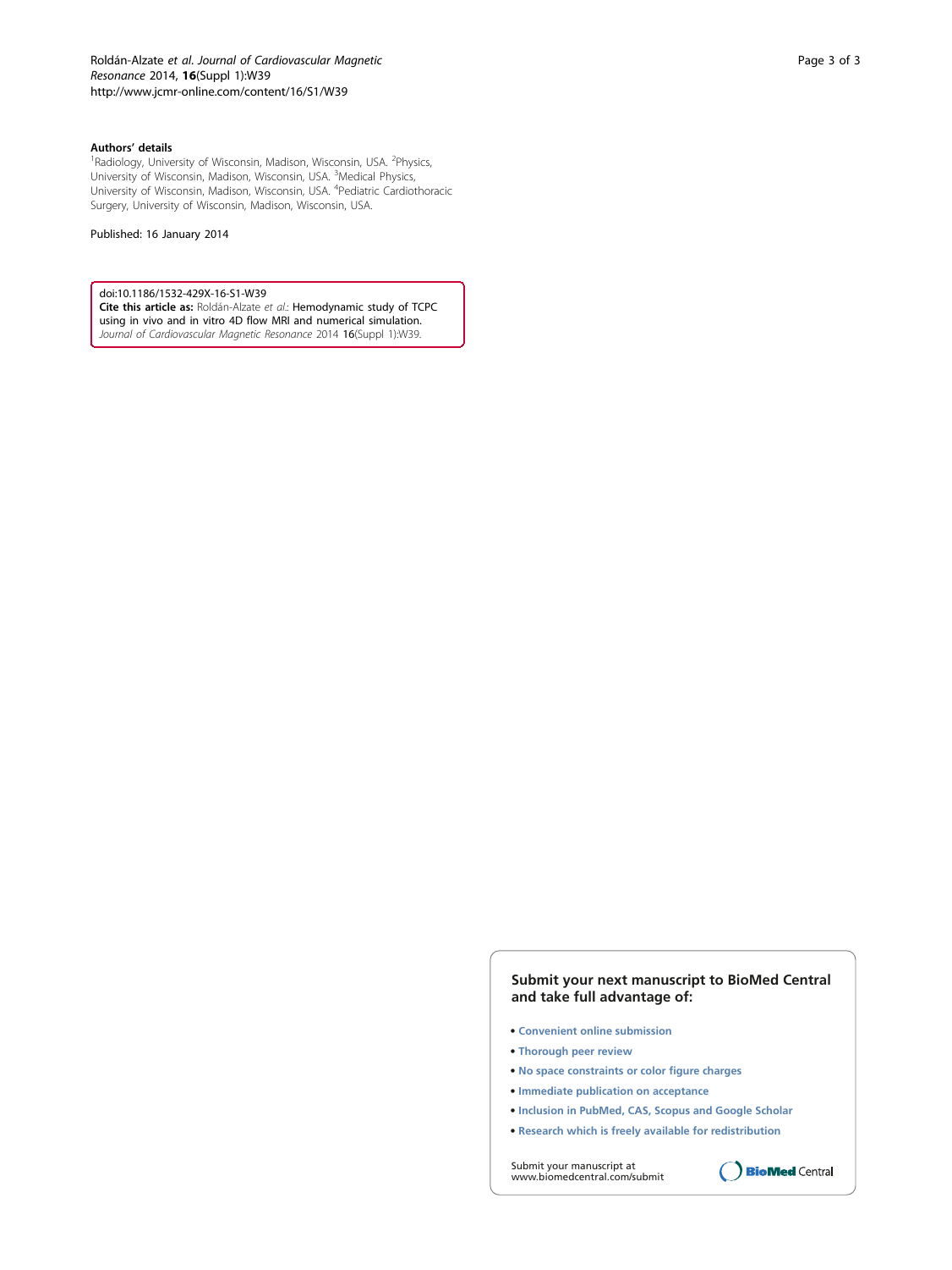#### Authors' details

[1]Radiology, University of Wisconsin, Madison, Wisconsin, USA. [2]Physics, University of Wisconsin, Madison, Wisconsin, USA. [3]Medical Physics, University of Wisconsin, Madison, Wisconsin, USA. [4]Pediatric Cardiothoracic Surgery, University of Wisconsin, Madison, Wisconsin, USA.

Published: 16 January 2014

doi:10.1186/1532-429X-16-S1-W39

**Cite this article as:** Roldán-Alzate *et al.*: Hemodynamic study of TCPC using in vivo and in vitro 4D flow MRI and numerical simulation. *Journal of Cardiovascular Magnetic Resonance* 2014 **16**(Suppl 1):W39.

**Submit your next manuscript to BioMed Central and take full advantage of:**

- **Convenient online submission**
- **Thorough peer review**
- **No space constraints or color figure charges**
- **Immediate publication on acceptance**
- **Inclusion in PubMed, CAS, Scopus and Google Scholar**
- **Research which is freely available for redistribution**

Submit your manuscript at www.biomedcentral.com/submit

BioMed Central